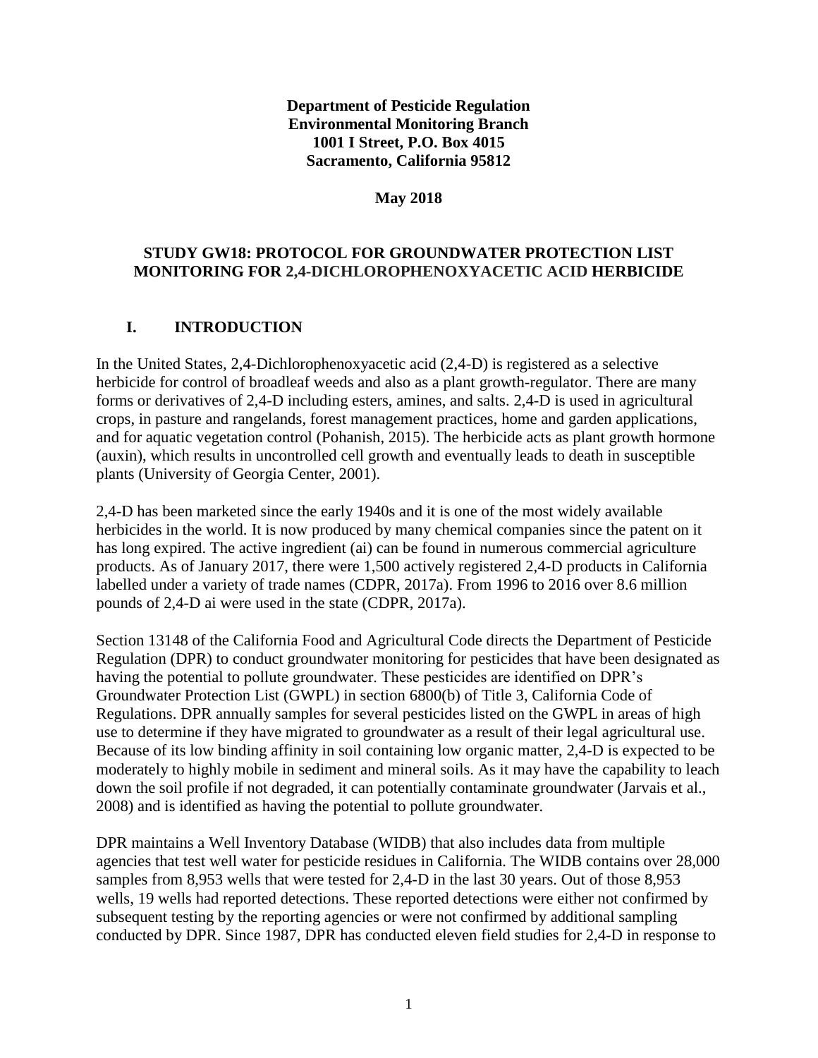**Department of Pesticide Regulation**
**Environmental Monitoring Branch**
**1001 I Street, P.O. Box 4015**
**Sacramento, California 95812**

**May 2018**

# STUDY GW18: PROTOCOL FOR GROUNDWATER PROTECTION LIST MONITORING FOR 2,4-DICHLOROPHENOXYACETIC ACID HERBICIDE

## I. INTRODUCTION

In the United States, 2,4-Dichlorophenoxyacetic acid (2,4-D) is registered as a selective herbicide for control of broadleaf weeds and also as a plant growth-regulator. There are many forms or derivatives of 2,4-D including esters, amines, and salts. 2,4-D is used in agricultural crops, in pasture and rangelands, forest management practices, home and garden applications, and for aquatic vegetation control (Pohanish, 2015). The herbicide acts as plant growth hormone (auxin), which results in uncontrolled cell growth and eventually leads to death in susceptible plants (University of Georgia Center, 2001).

2,4-D has been marketed since the early 1940s and it is one of the most widely available herbicides in the world. It is now produced by many chemical companies since the patent on it has long expired. The active ingredient (ai) can be found in numerous commercial agriculture products. As of January 2017, there were 1,500 actively registered 2,4-D products in California labelled under a variety of trade names (CDPR, 2017a). From 1996 to 2016 over 8.6 million pounds of 2,4-D ai were used in the state (CDPR, 2017a).

Section 13148 of the California Food and Agricultural Code directs the Department of Pesticide Regulation (DPR) to conduct groundwater monitoring for pesticides that have been designated as having the potential to pollute groundwater. These pesticides are identified on DPR's Groundwater Protection List (GWPL) in section 6800(b) of Title 3, California Code of Regulations. DPR annually samples for several pesticides listed on the GWPL in areas of high use to determine if they have migrated to groundwater as a result of their legal agricultural use. Because of its low binding affinity in soil containing low organic matter, 2,4-D is expected to be moderately to highly mobile in sediment and mineral soils. As it may have the capability to leach down the soil profile if not degraded, it can potentially contaminate groundwater (Jarvais et al., 2008) and is identified as having the potential to pollute groundwater.

DPR maintains a Well Inventory Database (WIDB) that also includes data from multiple agencies that test well water for pesticide residues in California. The WIDB contains over 28,000 samples from 8,953 wells that were tested for 2,4-D in the last 30 years. Out of those 8,953 wells, 19 wells had reported detections. These reported detections were either not confirmed by subsequent testing by the reporting agencies or were not confirmed by additional sampling conducted by DPR. Since 1987, DPR has conducted eleven field studies for 2,4-D in response to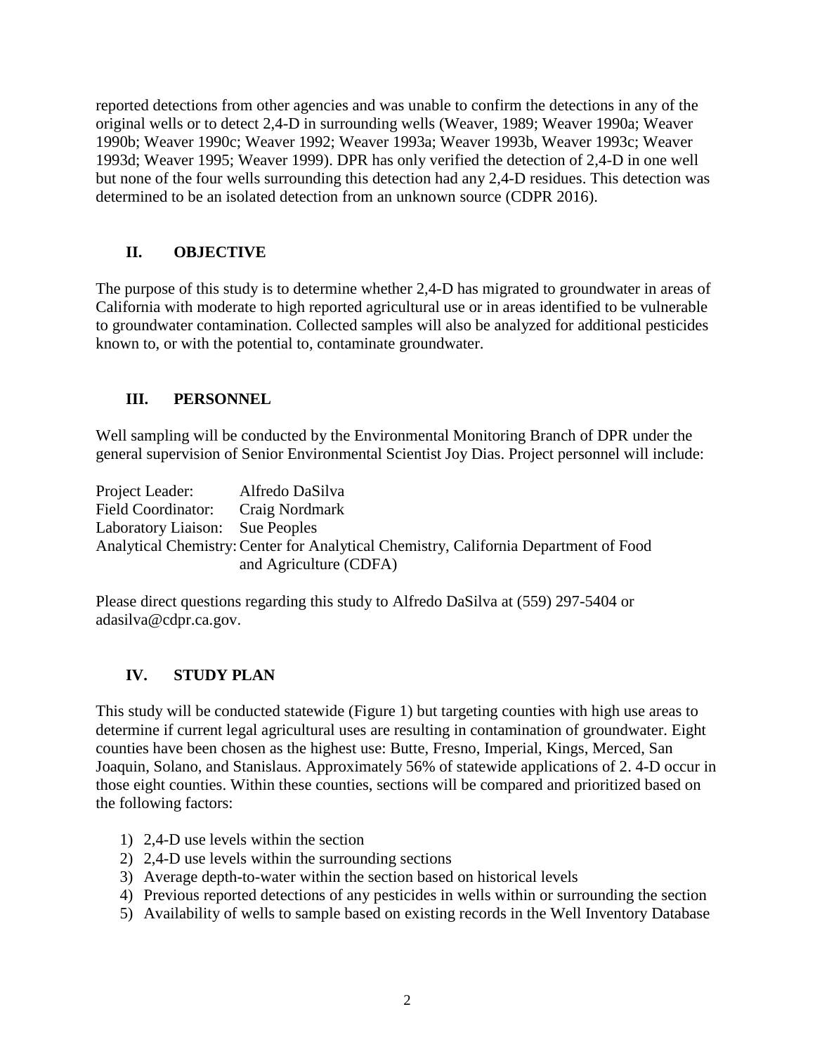reported detections from other agencies and was unable to confirm the detections in any of the original wells or to detect 2,4-D in surrounding wells (Weaver, 1989; Weaver 1990a; Weaver 1990b; Weaver 1990c; Weaver 1992; Weaver 1993a; Weaver 1993b, Weaver 1993c; Weaver 1993d; Weaver 1995; Weaver 1999). DPR has only verified the detection of 2,4-D in one well but none of the four wells surrounding this detection had any 2,4-D residues. This detection was determined to be an isolated detection from an unknown source (CDPR 2016).

## II. OBJECTIVE

The purpose of this study is to determine whether 2,4-D has migrated to groundwater in areas of California with moderate to high reported agricultural use or in areas identified to be vulnerable to groundwater contamination. Collected samples will also be analyzed for additional pesticides known to, or with the potential to, contaminate groundwater.

## III. PERSONNEL

Well sampling will be conducted by the Environmental Monitoring Branch of DPR under the general supervision of Senior Environmental Scientist Joy Dias. Project personnel will include:

Project Leader: Alfredo DaSilva
Field Coordinator: Craig Nordmark
Laboratory Liaison: Sue Peoples
Analytical Chemistry: Center for Analytical Chemistry, California Department of Food and Agriculture (CDFA)

Please direct questions regarding this study to Alfredo DaSilva at (559) 297-5404 or adasilva@cdpr.ca.gov.

## IV. STUDY PLAN

This study will be conducted statewide (Figure 1) but targeting counties with high use areas to determine if current legal agricultural uses are resulting in contamination of groundwater. Eight counties have been chosen as the highest use: Butte, Fresno, Imperial, Kings, Merced, San Joaquin, Solano, and Stanislaus. Approximately 56% of statewide applications of 2. 4-D occur in those eight counties. Within these counties, sections will be compared and prioritized based on the following factors:

1) 2,4-D use levels within the section
2) 2,4-D use levels within the surrounding sections
3) Average depth-to-water within the section based on historical levels
4) Previous reported detections of any pesticides in wells within or surrounding the section
5) Availability of wells to sample based on existing records in the Well Inventory Database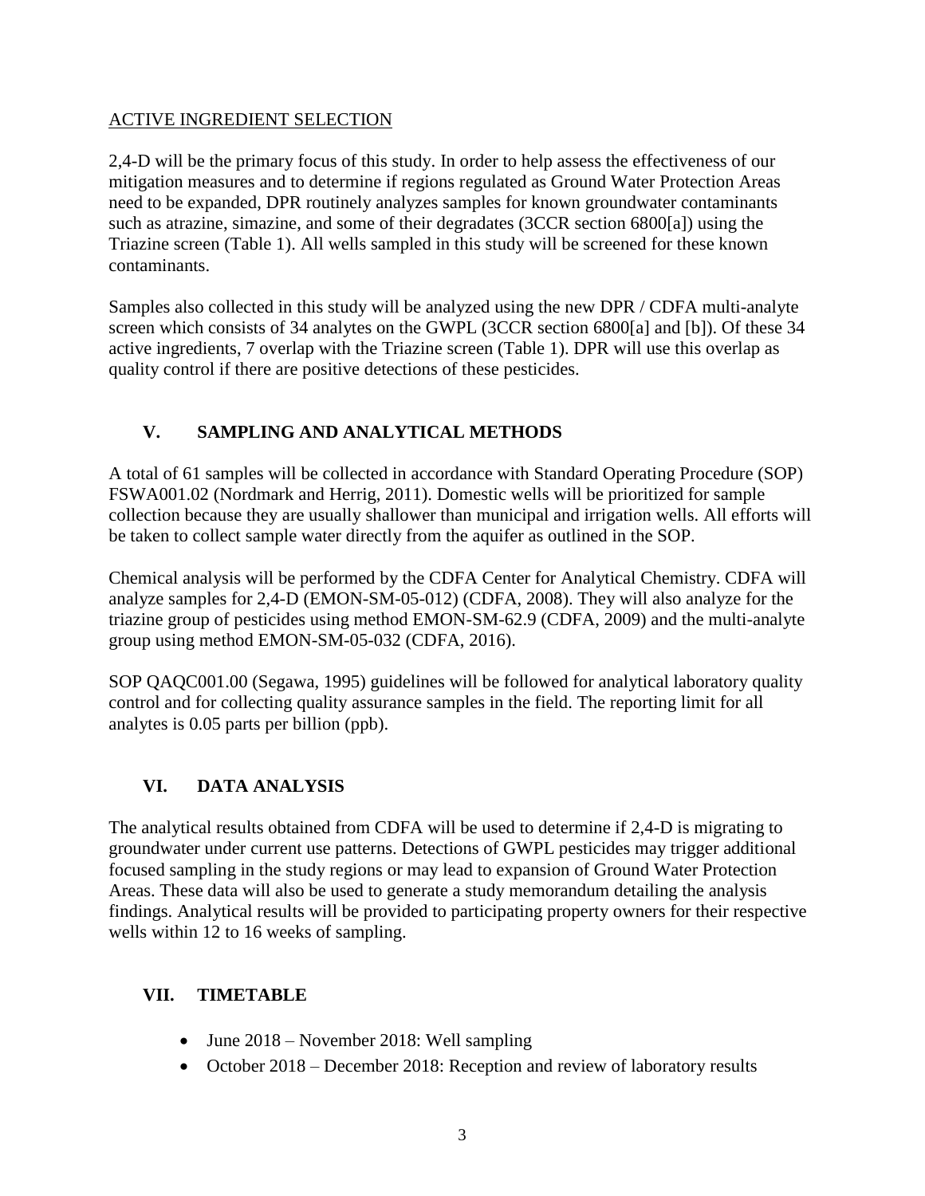## ACTIVE INGREDIENT SELECTION

2,4-D will be the primary focus of this study. In order to help assess the effectiveness of our mitigation measures and to determine if regions regulated as Ground Water Protection Areas need to be expanded, DPR routinely analyzes samples for known groundwater contaminants such as atrazine, simazine, and some of their degradates (3CCR section 6800[a]) using the Triazine screen (Table 1). All wells sampled in this study will be screened for these known contaminants.

Samples also collected in this study will be analyzed using the new DPR / CDFA multi-analyte screen which consists of 34 analytes on the GWPL (3CCR section 6800[a] and [b]). Of these 34 active ingredients, 7 overlap with the Triazine screen (Table 1). DPR will use this overlap as quality control if there are positive detections of these pesticides.

## V. SAMPLING AND ANALYTICAL METHODS

A total of 61 samples will be collected in accordance with Standard Operating Procedure (SOP) FSWA001.02 (Nordmark and Herrig, 2011). Domestic wells will be prioritized for sample collection because they are usually shallower than municipal and irrigation wells. All efforts will be taken to collect sample water directly from the aquifer as outlined in the SOP.

Chemical analysis will be performed by the CDFA Center for Analytical Chemistry. CDFA will analyze samples for 2,4-D (EMON-SM-05-012) (CDFA, 2008). They will also analyze for the triazine group of pesticides using method EMON-SM-62.9 (CDFA, 2009) and the multi-analyte group using method EMON-SM-05-032 (CDFA, 2016).

SOP QAQC001.00 (Segawa, 1995) guidelines will be followed for analytical laboratory quality control and for collecting quality assurance samples in the field. The reporting limit for all analytes is 0.05 parts per billion (ppb).

## VI. DATA ANALYSIS

The analytical results obtained from CDFA will be used to determine if 2,4-D is migrating to groundwater under current use patterns. Detections of GWPL pesticides may trigger additional focused sampling in the study regions or may lead to expansion of Ground Water Protection Areas. These data will also be used to generate a study memorandum detailing the analysis findings. Analytical results will be provided to participating property owners for their respective wells within 12 to 16 weeks of sampling.

## VII. TIMETABLE

- June 2018 – November 2018: Well sampling
- October 2018 – December 2018: Reception and review of laboratory results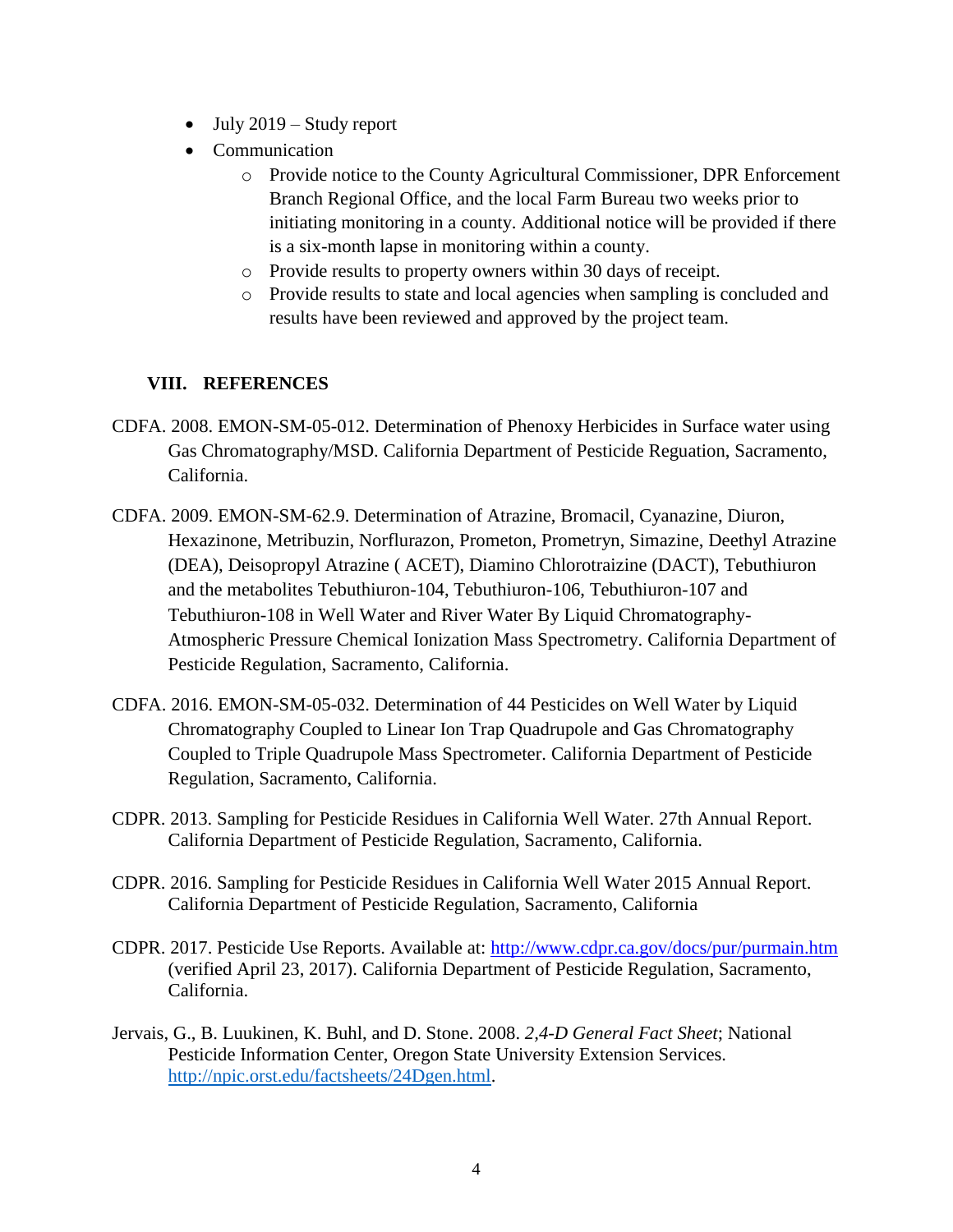- July 2019 – Study report
- Communication
    - Provide notice to the County Agricultural Commissioner, DPR Enforcement Branch Regional Office, and the local Farm Bureau two weeks prior to initiating monitoring in a county. Additional notice will be provided if there is a six-month lapse in monitoring within a county.
    - Provide results to property owners within 30 days of receipt.
    - Provide results to state and local agencies when sampling is concluded and results have been reviewed and approved by the project team.

## VIII. REFERENCES

CDFA. 2008. EMON-SM-05-012. Determination of Phenoxy Herbicides in Surface water using Gas Chromatography/MSD. California Department of Pesticide Reguation, Sacramento, California.

CDFA. 2009. EMON-SM-62.9. Determination of Atrazine, Bromacil, Cyanazine, Diuron, Hexazinone, Metribuzin, Norflurazon, Prometon, Prometryn, Simazine, Deethyl Atrazine (DEA), Deisopropyl Atrazine ( ACET), Diamino Chlorotraizine (DACT), Tebuthiuron and the metabolites Tebuthiuron-104, Tebuthiuron-106, Tebuthiuron-107 and Tebuthiuron-108 in Well Water and River Water By Liquid Chromatography-Atmospheric Pressure Chemical Ionization Mass Spectrometry. California Department of Pesticide Regulation, Sacramento, California.

CDFA. 2016. EMON-SM-05-032. Determination of 44 Pesticides on Well Water by Liquid Chromatography Coupled to Linear Ion Trap Quadrupole and Gas Chromatography Coupled to Triple Quadrupole Mass Spectrometer. California Department of Pesticide Regulation, Sacramento, California.

CDPR. 2013. Sampling for Pesticide Residues in California Well Water. 27th Annual Report. California Department of Pesticide Regulation, Sacramento, California.

CDPR. 2016. Sampling for Pesticide Residues in California Well Water 2015 Annual Report. California Department of Pesticide Regulation, Sacramento, California

CDPR. 2017. Pesticide Use Reports. Available at: http://www.cdpr.ca.gov/docs/pur/purmain.htm (verified April 23, 2017). California Department of Pesticide Regulation, Sacramento, California.

Jervais, G., B. Luukinen, K. Buhl, and D. Stone. 2008. *2,4-D General Fact Sheet*; National Pesticide Information Center, Oregon State University Extension Services. http://npic.orst.edu/factsheets/24Dgen.html.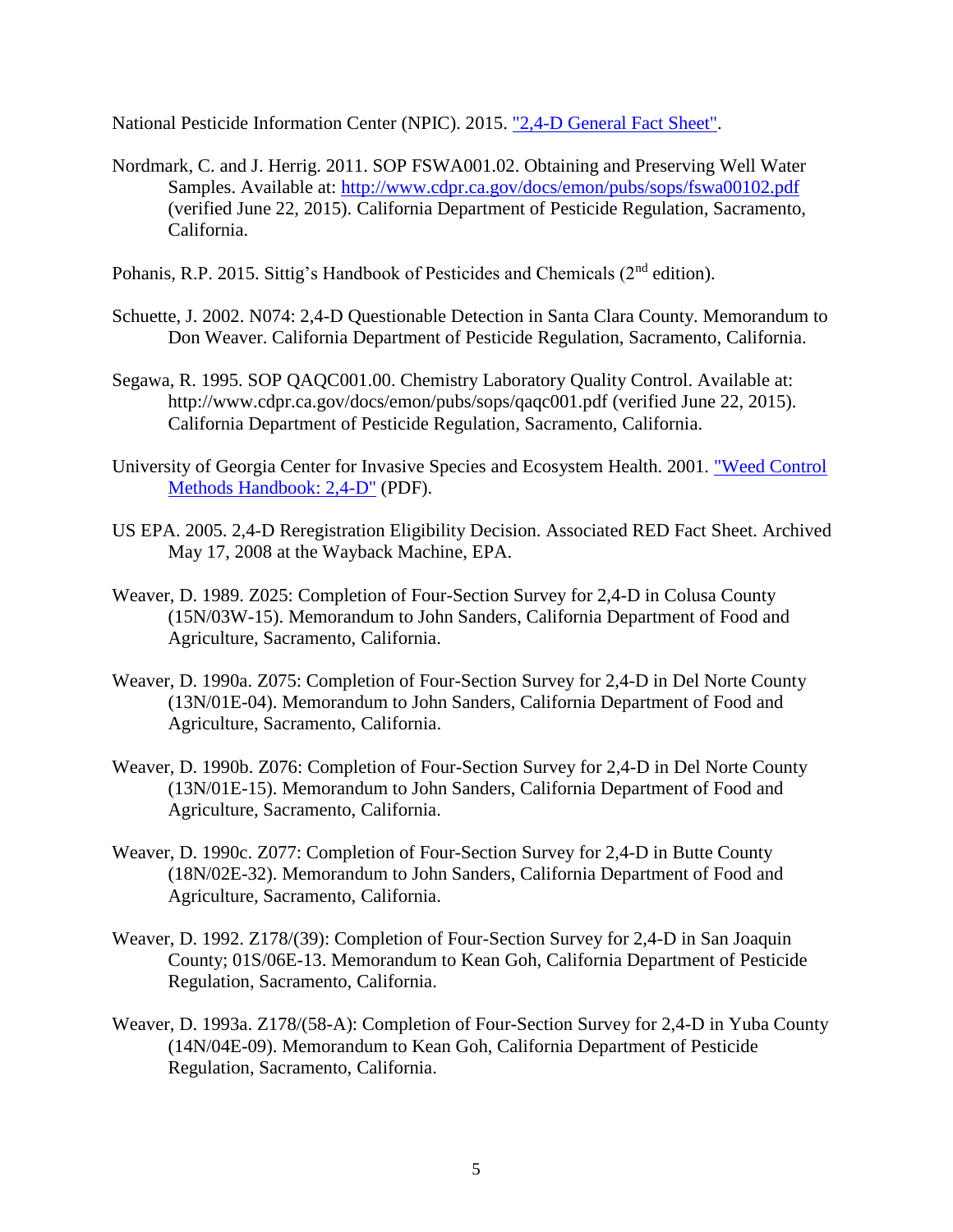National Pesticide Information Center (NPIC). 2015. "2,4-D General Fact Sheet".

Nordmark, C. and J. Herrig. 2011. SOP FSWA001.02. Obtaining and Preserving Well Water Samples. Available at: http://www.cdpr.ca.gov/docs/emon/pubs/sops/fswa00102.pdf (verified June 22, 2015). California Department of Pesticide Regulation, Sacramento, California.

Pohanis, R.P. 2015. Sittig's Handbook of Pesticides and Chemicals (2nd edition).

Schuette, J. 2002. N074: 2,4-D Questionable Detection in Santa Clara County. Memorandum to Don Weaver. California Department of Pesticide Regulation, Sacramento, California.

Segawa, R. 1995. SOP QAQC001.00. Chemistry Laboratory Quality Control. Available at: http://www.cdpr.ca.gov/docs/emon/pubs/sops/qaqc001.pdf (verified June 22, 2015). California Department of Pesticide Regulation, Sacramento, California.

University of Georgia Center for Invasive Species and Ecosystem Health. 2001. "Weed Control Methods Handbook: 2,4-D" (PDF).

US EPA. 2005. 2,4-D Reregistration Eligibility Decision. Associated RED Fact Sheet. Archived May 17, 2008 at the Wayback Machine, EPA.

Weaver, D. 1989. Z025: Completion of Four-Section Survey for 2,4-D in Colusa County (15N/03W-15). Memorandum to John Sanders, California Department of Food and Agriculture, Sacramento, California.

Weaver, D. 1990a. Z075: Completion of Four-Section Survey for 2,4-D in Del Norte County (13N/01E-04). Memorandum to John Sanders, California Department of Food and Agriculture, Sacramento, California.

Weaver, D. 1990b. Z076: Completion of Four-Section Survey for 2,4-D in Del Norte County (13N/01E-15). Memorandum to John Sanders, California Department of Food and Agriculture, Sacramento, California.

Weaver, D. 1990c. Z077: Completion of Four-Section Survey for 2,4-D in Butte County (18N/02E-32). Memorandum to John Sanders, California Department of Food and Agriculture, Sacramento, California.

Weaver, D. 1992. Z178/(39): Completion of Four-Section Survey for 2,4-D in San Joaquin County; 01S/06E-13. Memorandum to Kean Goh, California Department of Pesticide Regulation, Sacramento, California.

Weaver, D. 1993a. Z178/(58-A): Completion of Four-Section Survey for 2,4-D in Yuba County (14N/04E-09). Memorandum to Kean Goh, California Department of Pesticide Regulation, Sacramento, California.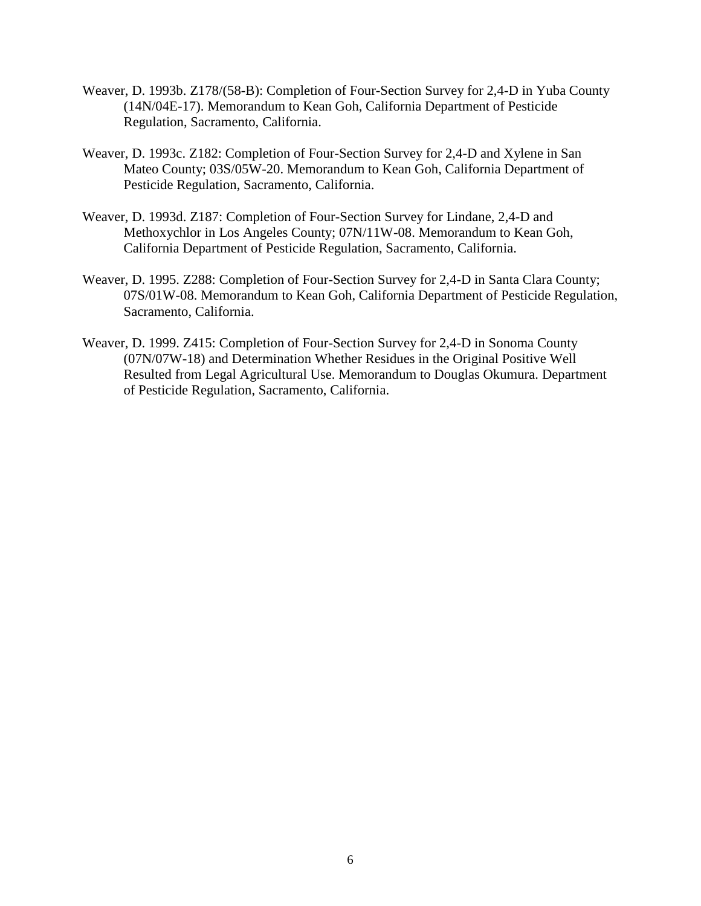Weaver, D. 1993b. Z178/(58-B): Completion of Four-Section Survey for 2,4-D in Yuba County (14N/04E-17). Memorandum to Kean Goh, California Department of Pesticide Regulation, Sacramento, California.

Weaver, D. 1993c. Z182: Completion of Four-Section Survey for 2,4-D and Xylene in San Mateo County; 03S/05W-20. Memorandum to Kean Goh, California Department of Pesticide Regulation, Sacramento, California.

Weaver, D. 1993d. Z187: Completion of Four-Section Survey for Lindane, 2,4-D and Methoxychlor in Los Angeles County; 07N/11W-08. Memorandum to Kean Goh, California Department of Pesticide Regulation, Sacramento, California.

Weaver, D. 1995. Z288: Completion of Four-Section Survey for 2,4-D in Santa Clara County; 07S/01W-08. Memorandum to Kean Goh, California Department of Pesticide Regulation, Sacramento, California.

Weaver, D. 1999. Z415: Completion of Four-Section Survey for 2,4-D in Sonoma County (07N/07W-18) and Determination Whether Residues in the Original Positive Well Resulted from Legal Agricultural Use. Memorandum to Douglas Okumura. Department of Pesticide Regulation, Sacramento, California.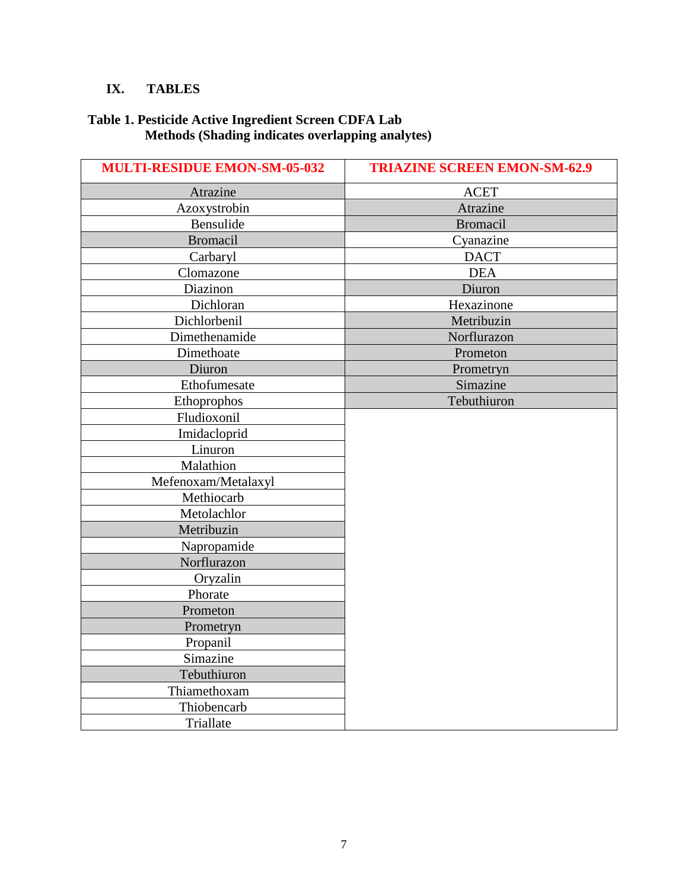## IX. TABLES

**Table 1. Pesticide Active Ingredient Screen CDFA Lab Methods (Shading indicates overlapping analytes)**

| MULTI-RESIDUE EMON-SM-05-032 | TRIAZINE SCREEN EMON-SM-62.9 |
|---|---|
| Atrazine | ACET |
| Azoxystrobin | Atrazine |
| Bensulide | Bromacil |
| Bromacil | Cyanazine |
| Carbaryl | DACT |
| Clomazone | DEA |
| Diazinon | Diuron |
| Dichloran | Hexazinone |
| Dichlorbenil | Metribuzin |
| Dimethenamide | Norflurazon |
| Dimethoate | Prometon |
| Diuron | Prometryn |
| Ethofumesate | Simazine |
| Ethoprophos | Tebuthiuron |
| Fludioxonil | |
| Imidacloprid | |
| Linuron | |
| Malathion | |
| Mefenoxam/Metalaxyl | |
| Methiocarb | |
| Metolachlor | |
| Metribuzin | |
| Napropamide | |
| Norflurazon | |
| Oryzalin | |
| Phorate | |
| Prometon | |
| Prometryn | |
| Propanil | |
| Simazine | |
| Tebuthiuron | |
| Thiamethoxam | |
| Thiobencarb | |
| Triallate | |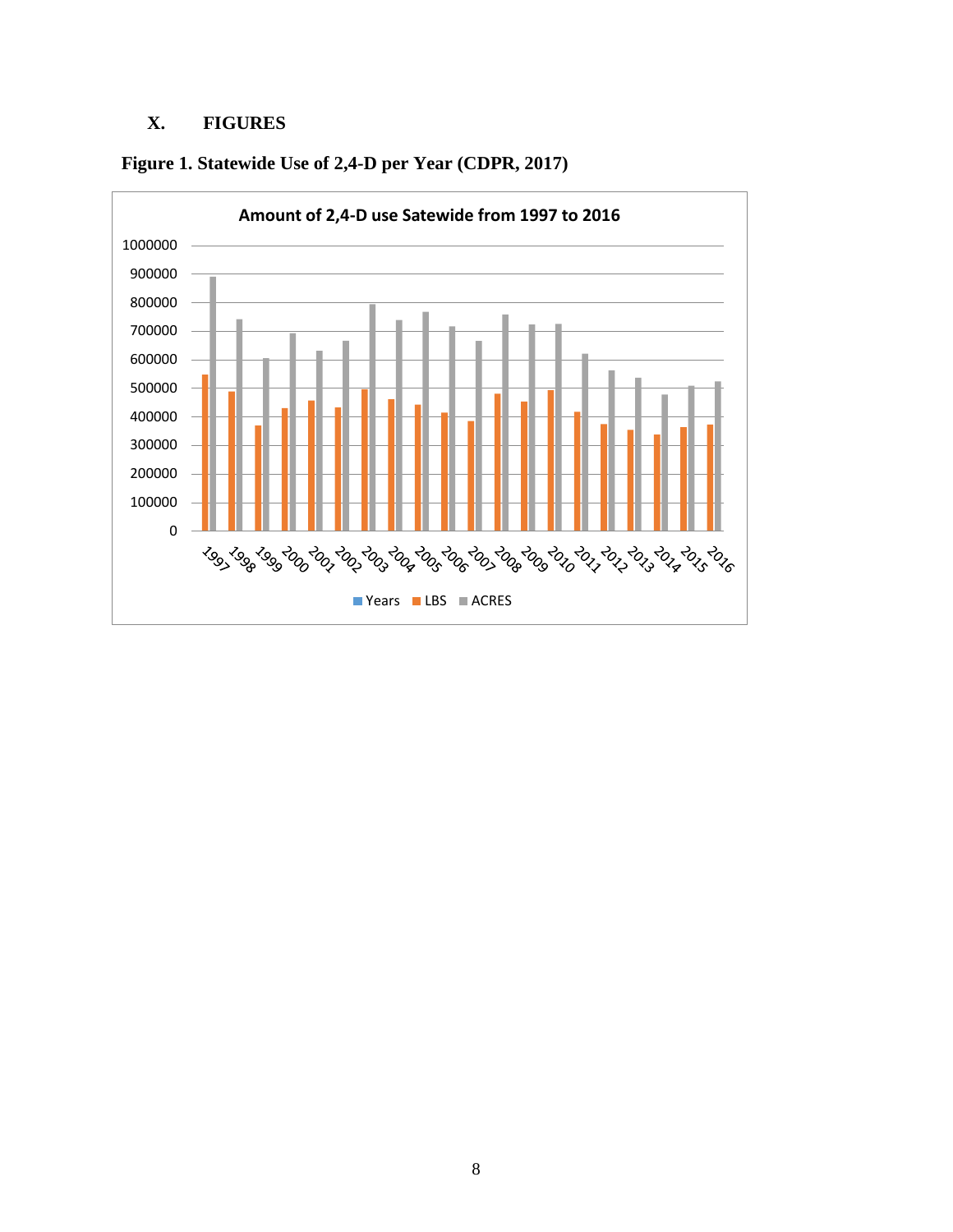## X. FIGURES

**Figure 1. Statewide Use of 2,4-D per Year (CDPR, 2017)**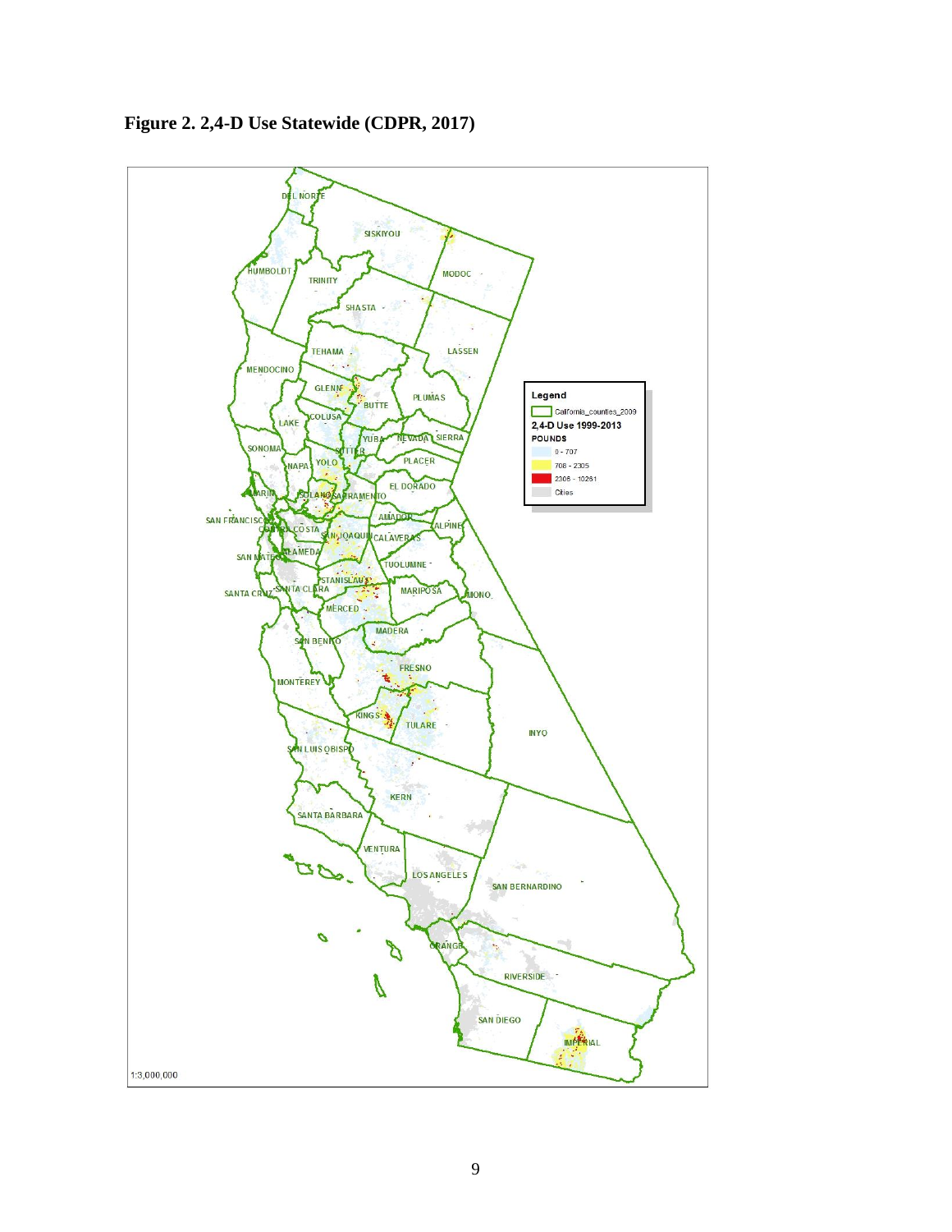**Figure 2. 2,4-D Use Statewide (CDPR, 2017)**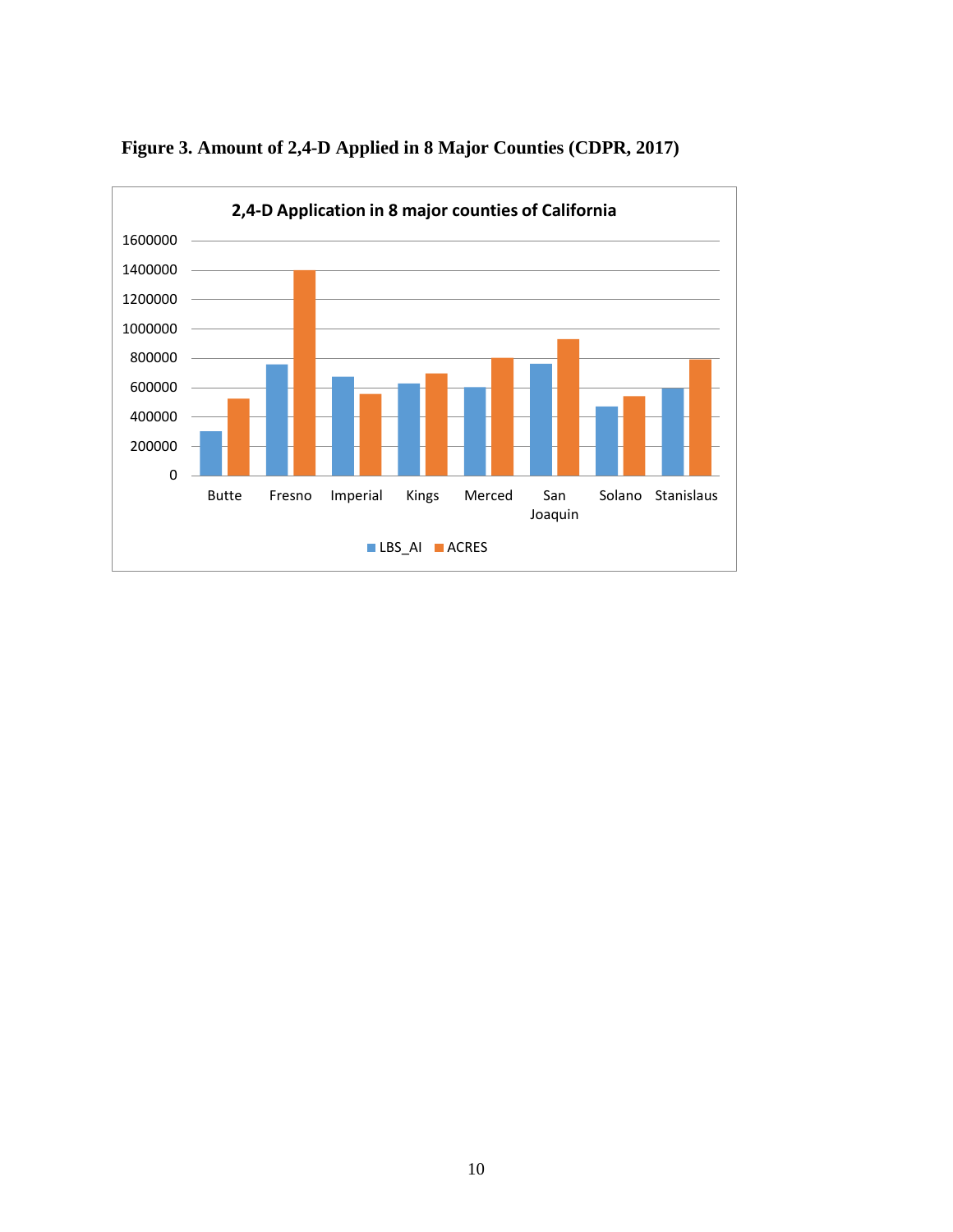**Figure 3. Amount of 2,4-D Applied in 8 Major Counties (CDPR, 2017)**

2,4-D Application in 8 major counties of California

1600000
1400000
1200000
1000000
800000
600000
400000
200000
0

Butte
Fresno
Imperial
Kings
Merced
San Joaquin
Solano
Stanislaus

LBS_AI
ACRES